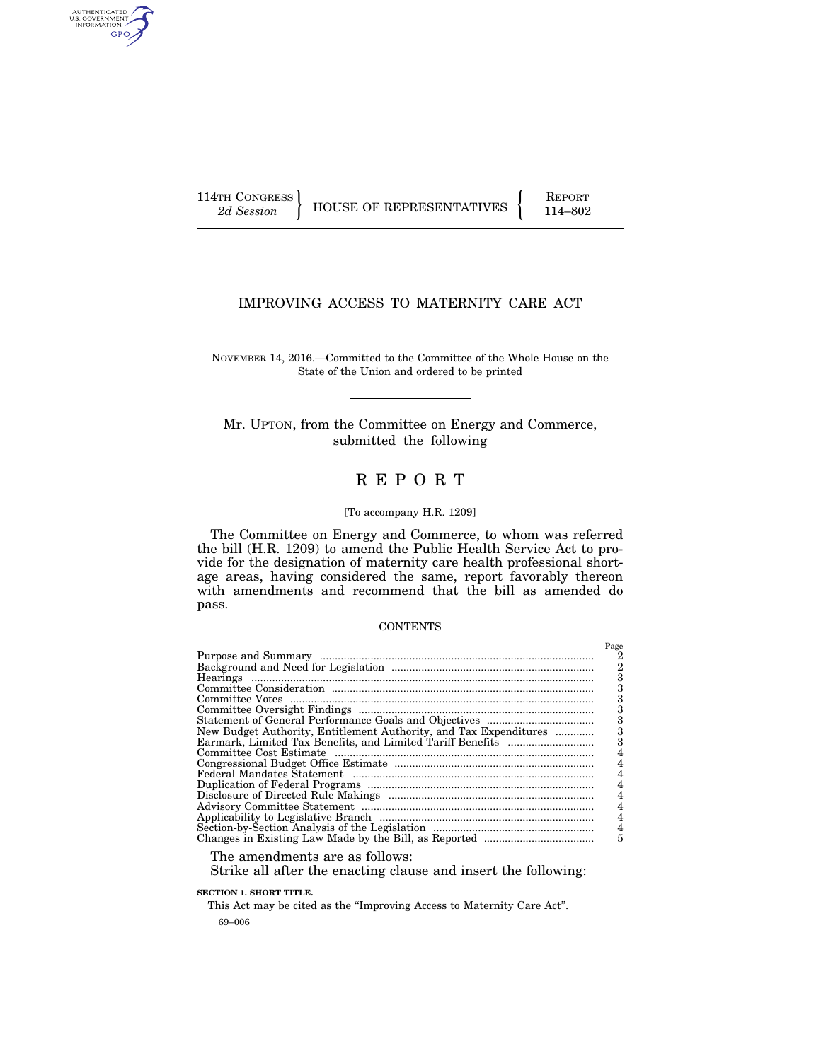114TH CONGRESS
2d Session

HOUSE OF REPRESENTATIVES

REPORT
114–802

# IMPROVING ACCESS TO MATERNITY CARE ACT

NOVEMBER 14, 2016.—Committed to the Committee of the Whole House on the State of the Union and ordered to be printed

Mr. UPTON, from the Committee on Energy and Commerce, submitted the following

# REPORT

[To accompany H.R. 1209]

The Committee on Energy and Commerce, to whom was referred the bill (H.R. 1209) to amend the Public Health Service Act to provide for the designation of maternity care health professional shortage areas, having considered the same, report favorably thereon with amendments and recommend that the bill as amended do pass.

CONTENTS

| | Page |
|---|---|
| Purpose and Summary | 2 |
| Background and Need for Legislation | 2 |
| Hearings | 3 |
| Committee Consideration | 3 |
| Committee Votes | 3 |
| Committee Oversight Findings | 3 |
| Statement of General Performance Goals and Objectives | 3 |
| New Budget Authority, Entitlement Authority, and Tax Expenditures | 3 |
| Earmark, Limited Tax Benefits, and Limited Tariff Benefits | 3 |
| Committee Cost Estimate | 4 |
| Congressional Budget Office Estimate | 4 |
| Federal Mandates Statement | 4 |
| Duplication of Federal Programs | 4 |
| Disclosure of Directed Rule Makings | 4 |
| Advisory Committee Statement | 4 |
| Applicability to Legislative Branch | 4 |
| Section-by-Section Analysis of the Legislation | 4 |
| Changes in Existing Law Made by the Bill, as Reported | 5 |

The amendments are as follows:

Strike all after the enacting clause and insert the following:

**SECTION 1. SHORT TITLE.**

This Act may be cited as the "Improving Access to Maternity Care Act".

69–006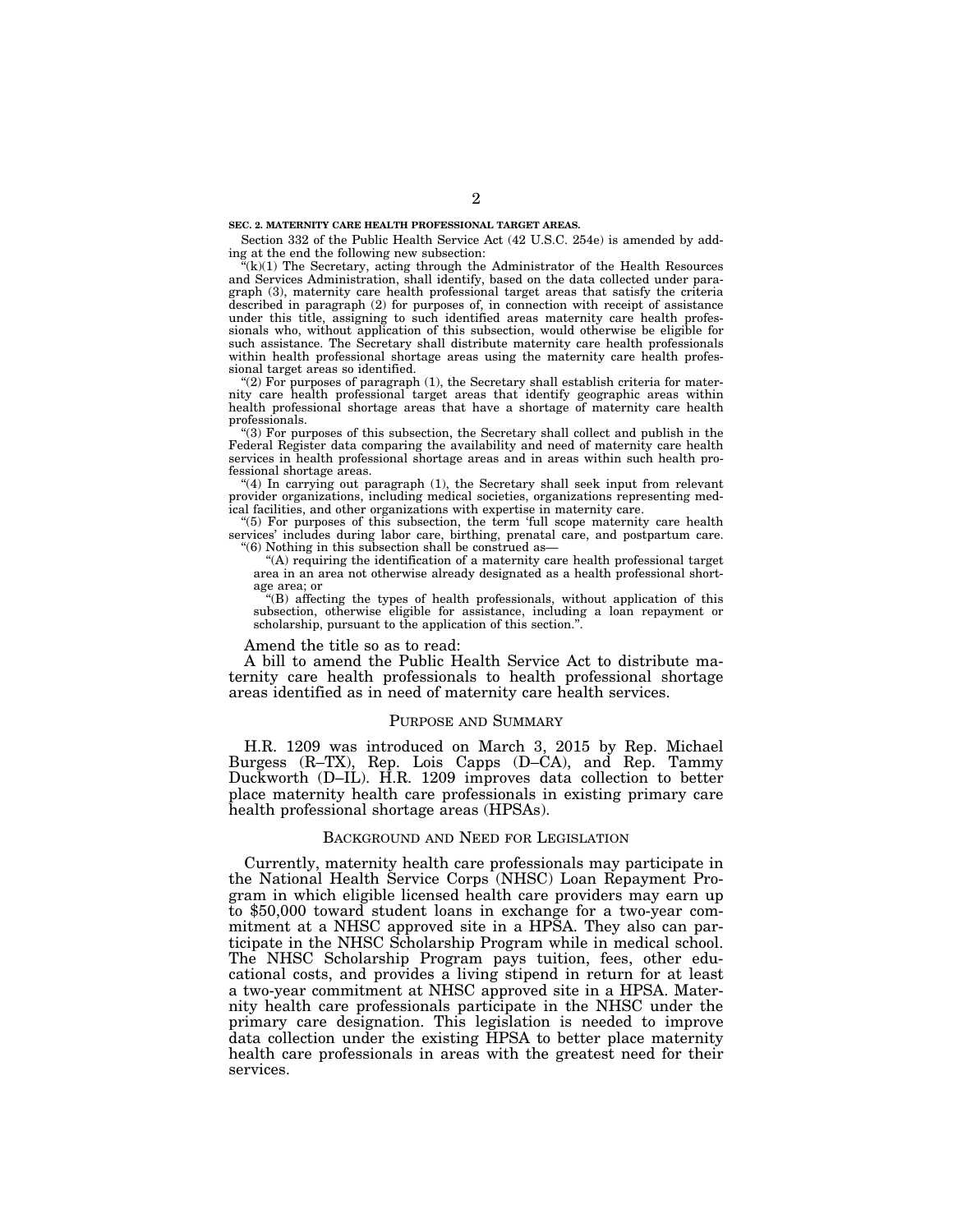**SEC. 2. MATERNITY CARE HEALTH PROFESSIONAL TARGET AREAS.**

Section 332 of the Public Health Service Act (42 U.S.C. 254e) is amended by adding at the end the following new subsection:

"(k)(1) The Secretary, acting through the Administrator of the Health Resources and Services Administration, shall identify, based on the data collected under paragraph (3), maternity care health professional target areas that satisfy the criteria described in paragraph (2) for purposes of, in connection with receipt of assistance under this title, assigning to such identified areas maternity care health professionals who, without application of this subsection, would otherwise be eligible for such assistance. The Secretary shall distribute maternity care health professionals within health professional shortage areas using the maternity care health professional target areas so identified.

"(2) For purposes of paragraph (1), the Secretary shall establish criteria for maternity care health professional target areas that identify geographic areas within health professional shortage areas that have a shortage of maternity care health professionals.

"(3) For purposes of this subsection, the Secretary shall collect and publish in the Federal Register data comparing the availability and need of maternity care health services in health professional shortage areas and in areas within such health professional shortage areas.

"(4) In carrying out paragraph (1), the Secretary shall seek input from relevant provider organizations, including medical societies, organizations representing medical facilities, and other organizations with expertise in maternity care.

"(5) For purposes of this subsection, the term 'full scope maternity care health services' includes during labor care, birthing, prenatal care, and postpartum care.

"(6) Nothing in this subsection shall be construed as—

"(A) requiring the identification of a maternity care health professional target area in an area not otherwise already designated as a health professional shortage area; or

"(B) affecting the types of health professionals, without application of this subsection, otherwise eligible for assistance, including a loan repayment or scholarship, pursuant to the application of this section.".

Amend the title so as to read:

A bill to amend the Public Health Service Act to distribute maternity care health professionals to health professional shortage areas identified as in need of maternity care health services.

## PURPOSE AND SUMMARY

H.R. 1209 was introduced on March 3, 2015 by Rep. Michael Burgess (R–TX), Rep. Lois Capps (D–CA), and Rep. Tammy Duckworth (D–IL). H.R. 1209 improves data collection to better place maternity health care professionals in existing primary care health professional shortage areas (HPSAs).

## BACKGROUND AND NEED FOR LEGISLATION

Currently, maternity health care professionals may participate in the National Health Service Corps (NHSC) Loan Repayment Program in which eligible licensed health care providers may earn up to $50,000 toward student loans in exchange for a two-year commitment at a NHSC approved site in a HPSA. They also can participate in the NHSC Scholarship Program while in medical school. The NHSC Scholarship Program pays tuition, fees, other educational costs, and provides a living stipend in return for at least a two-year commitment at NHSC approved site in a HPSA. Maternity health care professionals participate in the NHSC under the primary care designation. This legislation is needed to improve data collection under the existing HPSA to better place maternity health care professionals in areas with the greatest need for their services.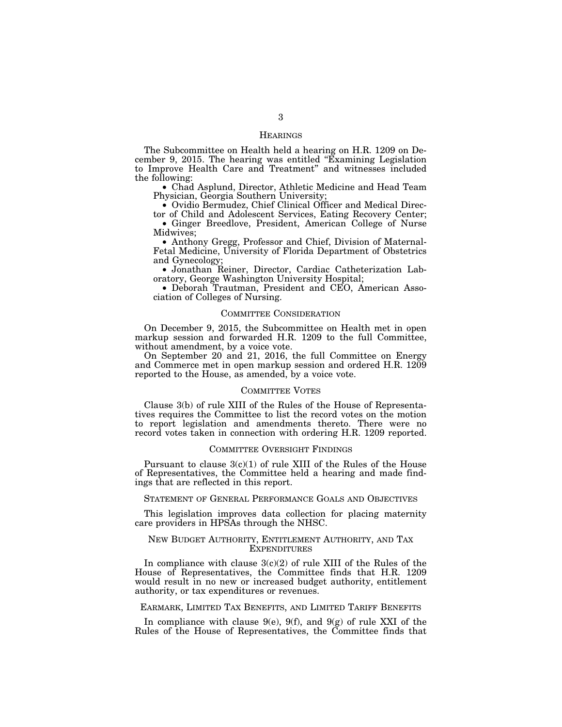## HEARINGS

The Subcommittee on Health held a hearing on H.R. 1209 on December 9, 2015. The hearing was entitled "Examining Legislation to Improve Health Care and Treatment" and witnesses included the following:

- Chad Asplund, Director, Athletic Medicine and Head Team Physician, Georgia Southern University;
- Ovidio Bermudez, Chief Clinical Officer and Medical Director of Child and Adolescent Services, Eating Recovery Center;
- Ginger Breedlove, President, American College of Nurse Midwives;
- Anthony Gregg, Professor and Chief, Division of Maternal-Fetal Medicine, University of Florida Department of Obstetrics and Gynecology;
- Jonathan Reiner, Director, Cardiac Catheterization Laboratory, George Washington University Hospital;
- Deborah Trautman, President and CEO, American Association of Colleges of Nursing.

## COMMITTEE CONSIDERATION

On December 9, 2015, the Subcommittee on Health met in open markup session and forwarded H.R. 1209 to the full Committee, without amendment, by a voice vote.

On September 20 and 21, 2016, the full Committee on Energy and Commerce met in open markup session and ordered H.R. 1209 reported to the House, as amended, by a voice vote.

## COMMITTEE VOTES

Clause 3(b) of rule XIII of the Rules of the House of Representatives requires the Committee to list the record votes on the motion to report legislation and amendments thereto. There were no record votes taken in connection with ordering H.R. 1209 reported.

## COMMITTEE OVERSIGHT FINDINGS

Pursuant to clause 3(c)(1) of rule XIII of the Rules of the House of Representatives, the Committee held a hearing and made findings that are reflected in this report.

## STATEMENT OF GENERAL PERFORMANCE GOALS AND OBJECTIVES

This legislation improves data collection for placing maternity care providers in HPSAs through the NHSC.

## NEW BUDGET AUTHORITY, ENTITLEMENT AUTHORITY, AND TAX EXPENDITURES

In compliance with clause 3(c)(2) of rule XIII of the Rules of the House of Representatives, the Committee finds that H.R. 1209 would result in no new or increased budget authority, entitlement authority, or tax expenditures or revenues.

## EARMARK, LIMITED TAX BENEFITS, AND LIMITED TARIFF BENEFITS

In compliance with clause 9(e), 9(f), and 9(g) of rule XXI of the Rules of the House of Representatives, the Committee finds that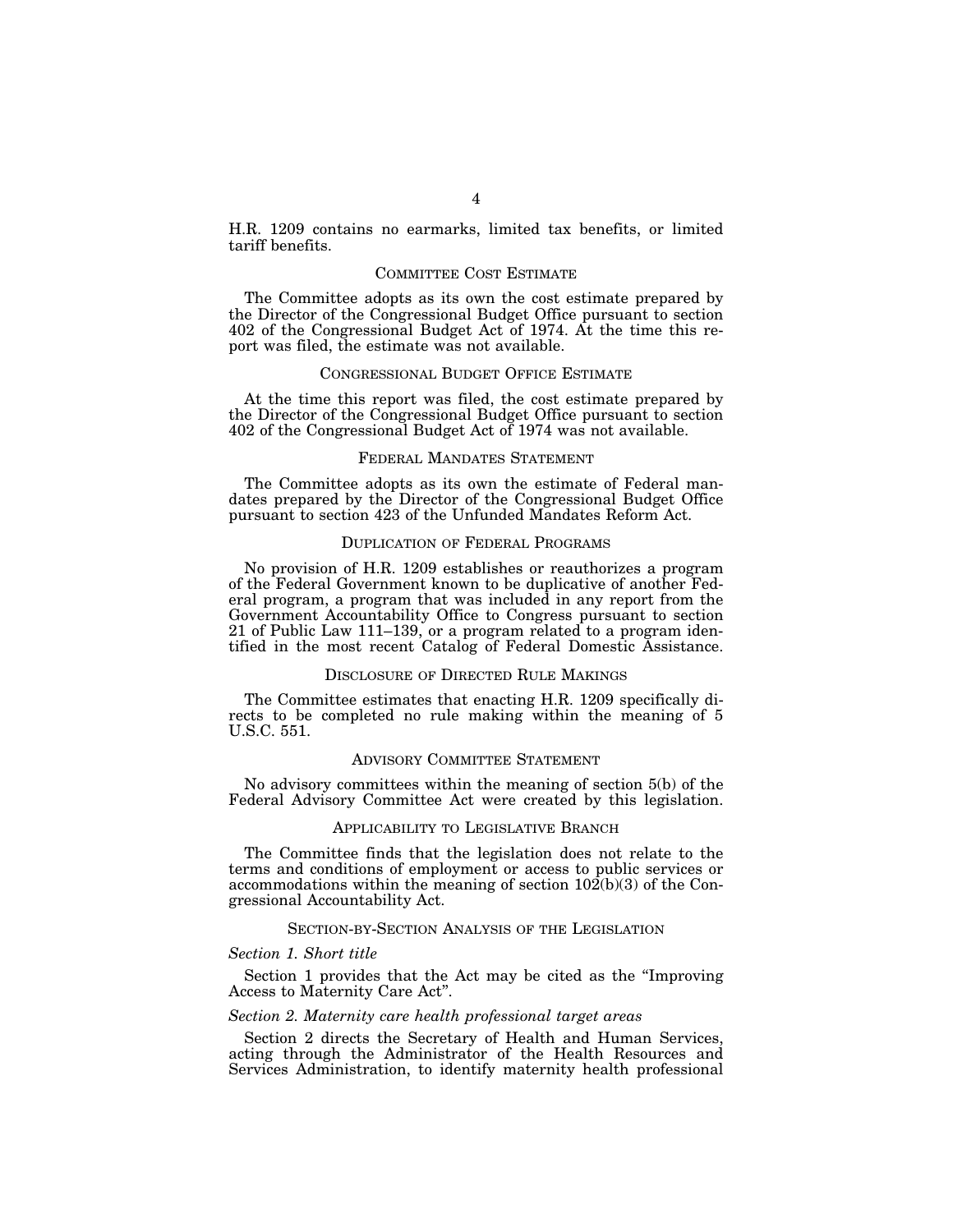H.R. 1209 contains no earmarks, limited tax benefits, or limited tariff benefits.

## Committee Cost Estimate

The Committee adopts as its own the cost estimate prepared by the Director of the Congressional Budget Office pursuant to section 402 of the Congressional Budget Act of 1974. At the time this report was filed, the estimate was not available.

## Congressional Budget Office Estimate

At the time this report was filed, the cost estimate prepared by the Director of the Congressional Budget Office pursuant to section 402 of the Congressional Budget Act of 1974 was not available.

## Federal Mandates Statement

The Committee adopts as its own the estimate of Federal mandates prepared by the Director of the Congressional Budget Office pursuant to section 423 of the Unfunded Mandates Reform Act.

## Duplication of Federal Programs

No provision of H.R. 1209 establishes or reauthorizes a program of the Federal Government known to be duplicative of another Federal program, a program that was included in any report from the Government Accountability Office to Congress pursuant to section 21 of Public Law 111–139, or a program related to a program identified in the most recent Catalog of Federal Domestic Assistance.

## Disclosure of Directed Rule Makings

The Committee estimates that enacting H.R. 1209 specifically directs to be completed no rule making within the meaning of 5 U.S.C. 551.

## Advisory Committee Statement

No advisory committees within the meaning of section 5(b) of the Federal Advisory Committee Act were created by this legislation.

## Applicability to Legislative Branch

The Committee finds that the legislation does not relate to the terms and conditions of employment or access to public services or accommodations within the meaning of section 102(b)(3) of the Congressional Accountability Act.

## Section-by-Section Analysis of the Legislation

*Section 1. Short title*

Section 1 provides that the Act may be cited as the "Improving Access to Maternity Care Act".

*Section 2. Maternity care health professional target areas*

Section 2 directs the Secretary of Health and Human Services, acting through the Administrator of the Health Resources and Services Administration, to identify maternity health professional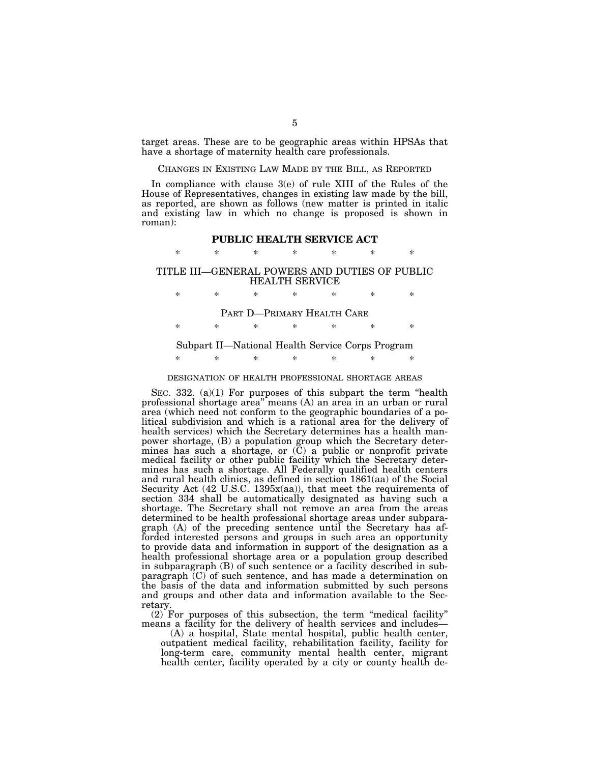target areas. These are to be geographic areas within HPSAs that have a shortage of maternity health care professionals.

## CHANGES IN EXISTING LAW MADE BY THE BILL, AS REPORTED

In compliance with clause 3(e) of rule XIII of the Rules of the House of Representatives, changes in existing law made by the bill, as reported, are shown as follows (new matter is printed in italic and existing law in which no change is proposed is shown in roman):

## PUBLIC HEALTH SERVICE ACT

\* \* \* \* \* \* \*

### TITLE III—GENERAL POWERS AND DUTIES OF PUBLIC HEALTH SERVICE

\* \* \* \* \* \* \*

### PART D—PRIMARY HEALTH CARE

\* \* \* \* \* \* \*

### Subpart II—National Health Service Corps Program

\* \* \* \* \* \* \*

#### DESIGNATION OF HEALTH PROFESSIONAL SHORTAGE AREAS

SEC. 332. (a)(1) For purposes of this subpart the term "health professional shortage area" means (A) an area in an urban or rural area (which need not conform to the geographic boundaries of a political subdivision and which is a rational area for the delivery of health services) which the Secretary determines has a health manpower shortage, (B) a population group which the Secretary determines has such a shortage, or (C) a public or nonprofit private medical facility or other public facility which the Secretary determines has such a shortage. All Federally qualified health centers and rural health clinics, as defined in section 1861(aa) of the Social Security Act (42 U.S.C. 1395x(aa)), that meet the requirements of section 334 shall be automatically designated as having such a shortage. The Secretary shall not remove an area from the areas determined to be health professional shortage areas under subparagraph (A) of the preceding sentence until the Secretary has afforded interested persons and groups in such area an opportunity to provide data and information in support of the designation as a health professional shortage area or a population group described in subparagraph (B) of such sentence or a facility described in subparagraph (C) of such sentence, and has made a determination on the basis of the data and information submitted by such persons and groups and other data and information available to the Secretary.

(2) For purposes of this subsection, the term "medical facility" means a facility for the delivery of health services and includes—

(A) a hospital, State mental hospital, public health center, outpatient medical facility, rehabilitation facility, facility for long-term care, community mental health center, migrant health center, facility operated by a city or county health de-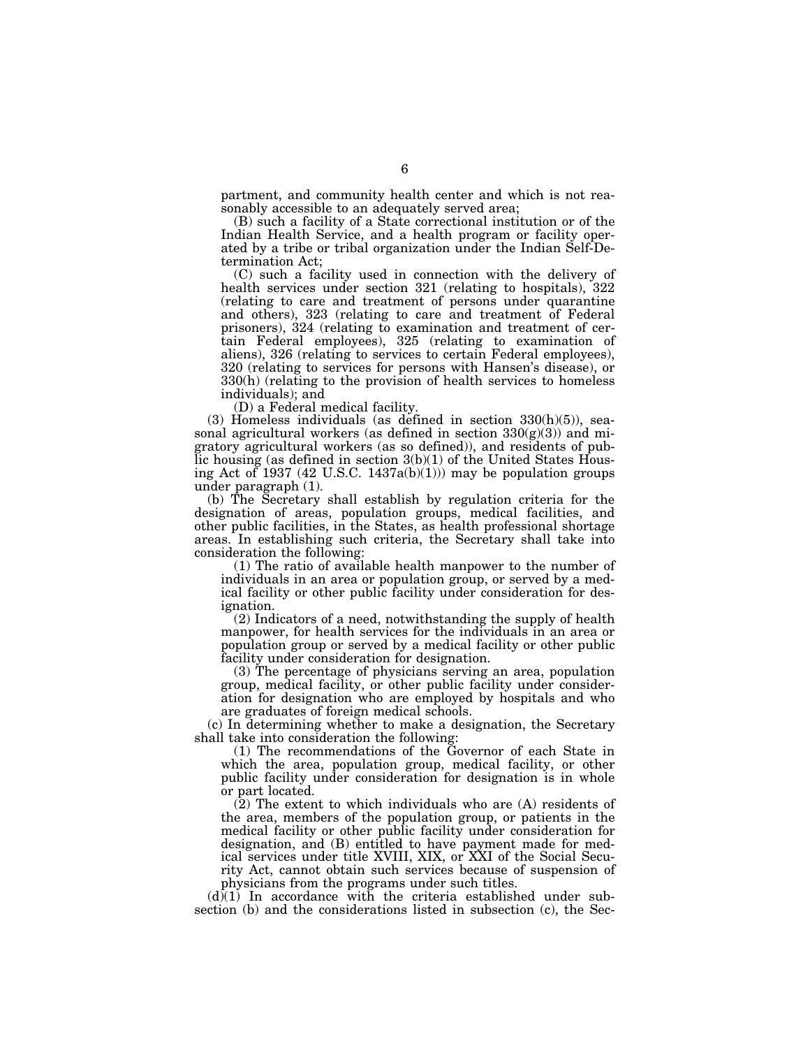partment, and community health center and which is not reasonably accessible to an adequately served area;

(B) such a facility of a State correctional institution or of the Indian Health Service, and a health program or facility operated by a tribe or tribal organization under the Indian Self-Determination Act;

(C) such a facility used in connection with the delivery of health services under section 321 (relating to hospitals), 322 (relating to care and treatment of persons under quarantine and others), 323 (relating to care and treatment of Federal prisoners), 324 (relating to examination and treatment of certain Federal employees), 325 (relating to examination of aliens), 326 (relating to services to certain Federal employees), 320 (relating to services for persons with Hansen's disease), or 330(h) (relating to the provision of health services to homeless individuals); and

(D) a Federal medical facility.

(3) Homeless individuals (as defined in section 330(h)(5)), seasonal agricultural workers (as defined in section 330(g)(3)) and migratory agricultural workers (as so defined)), and residents of public housing (as defined in section 3(b)(1) of the United States Housing Act of 1937 (42 U.S.C. 1437a(b)(1))) may be population groups under paragraph (1).

(b) The Secretary shall establish by regulation criteria for the designation of areas, population groups, medical facilities, and other public facilities, in the States, as health professional shortage areas. In establishing such criteria, the Secretary shall take into consideration the following:

(1) The ratio of available health manpower to the number of individuals in an area or population group, or served by a medical facility or other public facility under consideration for designation.

(2) Indicators of a need, notwithstanding the supply of health manpower, for health services for the individuals in an area or population group or served by a medical facility or other public facility under consideration for designation.

(3) The percentage of physicians serving an area, population group, medical facility, or other public facility under consideration for designation who are employed by hospitals and who are graduates of foreign medical schools.

(c) In determining whether to make a designation, the Secretary shall take into consideration the following:

(1) The recommendations of the Governor of each State in which the area, population group, medical facility, or other public facility under consideration for designation is in whole or part located.

(2) The extent to which individuals who are (A) residents of the area, members of the population group, or patients in the medical facility or other public facility under consideration for designation, and (B) entitled to have payment made for medical services under title XVIII, XIX, or XXI of the Social Security Act, cannot obtain such services because of suspension of physicians from the programs under such titles.

(d)(1) In accordance with the criteria established under subsection (b) and the considerations listed in subsection (c), the Sec-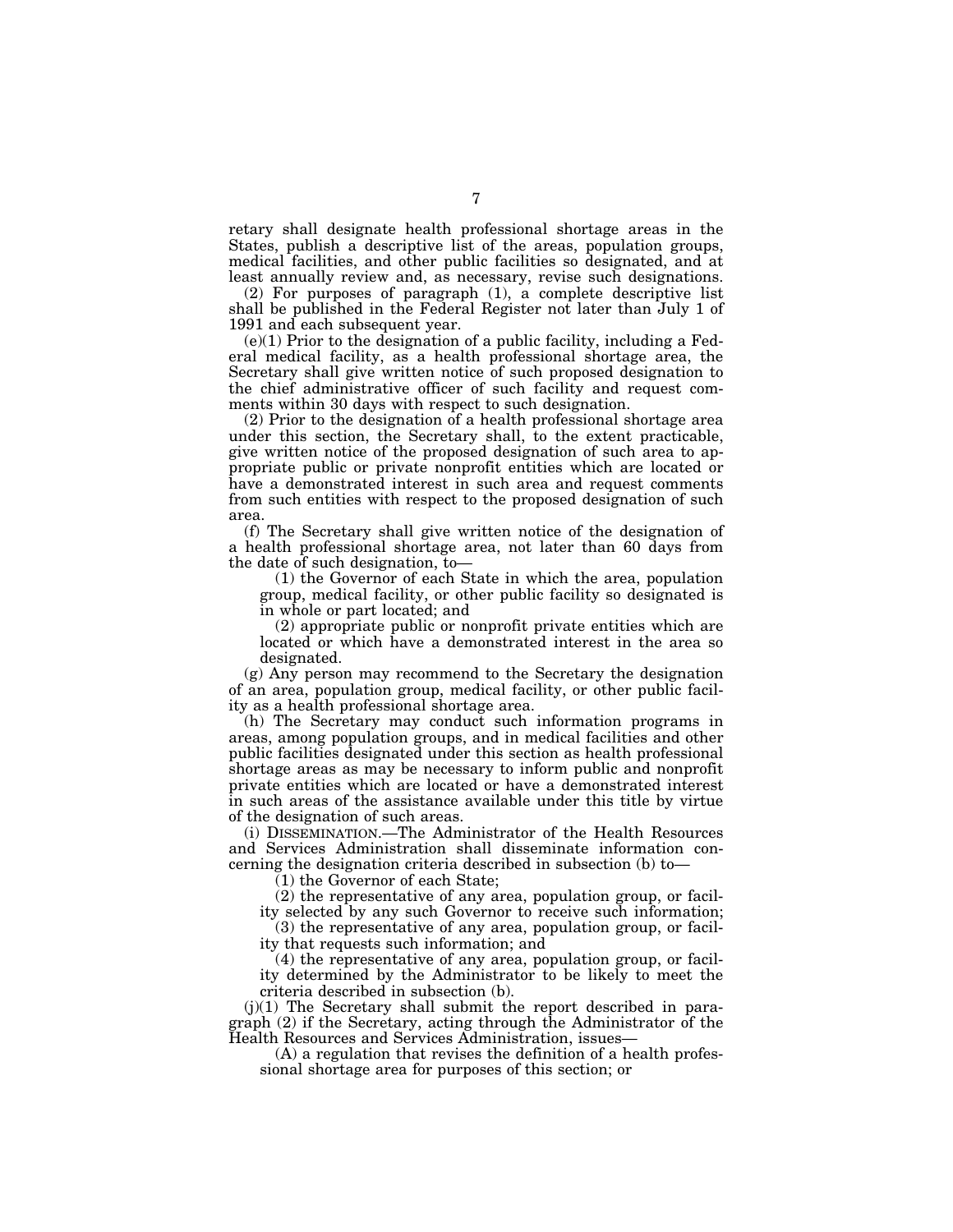retary shall designate health professional shortage areas in the States, publish a descriptive list of the areas, population groups, medical facilities, and other public facilities so designated, and at least annually review and, as necessary, revise such designations.

(2) For purposes of paragraph (1), a complete descriptive list shall be published in the Federal Register not later than July 1 of 1991 and each subsequent year.

(e)(1) Prior to the designation of a public facility, including a Federal medical facility, as a health professional shortage area, the Secretary shall give written notice of such proposed designation to the chief administrative officer of such facility and request comments within 30 days with respect to such designation.

(2) Prior to the designation of a health professional shortage area under this section, the Secretary shall, to the extent practicable, give written notice of the proposed designation of such area to appropriate public or private nonprofit entities which are located or have a demonstrated interest in such area and request comments from such entities with respect to the proposed designation of such area.

(f) The Secretary shall give written notice of the designation of a health professional shortage area, not later than 60 days from the date of such designation, to—

(1) the Governor of each State in which the area, population group, medical facility, or other public facility so designated is in whole or part located; and

(2) appropriate public or nonprofit private entities which are located or which have a demonstrated interest in the area so designated.

(g) Any person may recommend to the Secretary the designation of an area, population group, medical facility, or other public facility as a health professional shortage area.

(h) The Secretary may conduct such information programs in areas, among population groups, and in medical facilities and other public facilities designated under this section as health professional shortage areas as may be necessary to inform public and nonprofit private entities which are located or have a demonstrated interest in such areas of the assistance available under this title by virtue of the designation of such areas.

(i) DISSEMINATION.—The Administrator of the Health Resources and Services Administration shall disseminate information concerning the designation criteria described in subsection (b) to—

(1) the Governor of each State;

(2) the representative of any area, population group, or facility selected by any such Governor to receive such information;

(3) the representative of any area, population group, or facility that requests such information; and

(4) the representative of any area, population group, or facility determined by the Administrator to be likely to meet the criteria described in subsection (b).

(j)(1) The Secretary shall submit the report described in paragraph (2) if the Secretary, acting through the Administrator of the Health Resources and Services Administration, issues—

(A) a regulation that revises the definition of a health professional shortage area for purposes of this section; or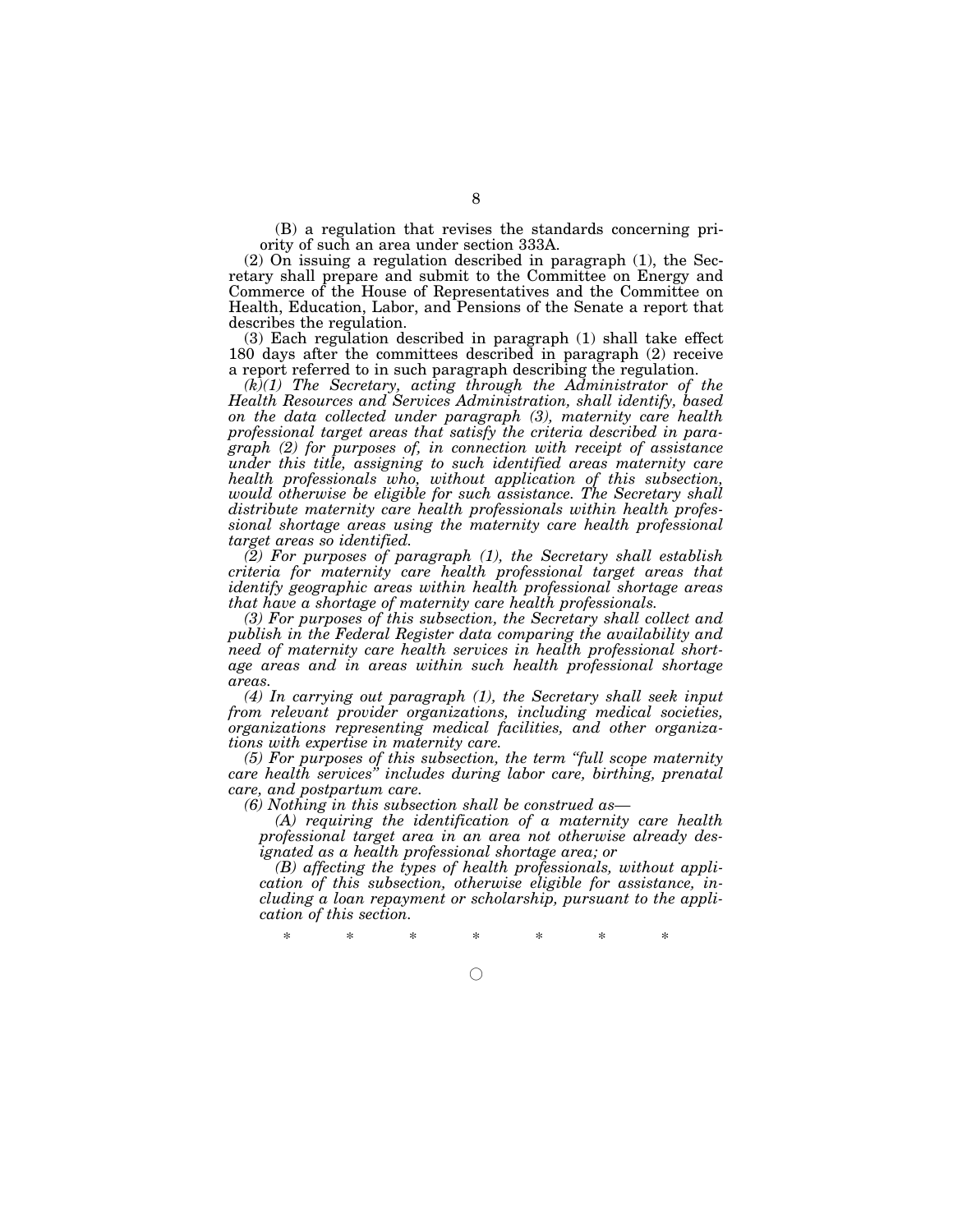(B) a regulation that revises the standards concerning priority of such an area under section 333A.

(2) On issuing a regulation described in paragraph (1), the Secretary shall prepare and submit to the Committee on Energy and Commerce of the House of Representatives and the Committee on Health, Education, Labor, and Pensions of the Senate a report that describes the regulation.

(3) Each regulation described in paragraph (1) shall take effect 180 days after the committees described in paragraph (2) receive a report referred to in such paragraph describing the regulation.

*(k)(1) The Secretary, acting through the Administrator of the Health Resources and Services Administration, shall identify, based on the data collected under paragraph (3), maternity care health professional target areas that satisfy the criteria described in paragraph (2) for purposes of, in connection with receipt of assistance under this title, assigning to such identified areas maternity care health professionals who, without application of this subsection, would otherwise be eligible for such assistance. The Secretary shall distribute maternity care health professionals within health professional shortage areas using the maternity care health professional target areas so identified.*

*(2) For purposes of paragraph (1), the Secretary shall establish criteria for maternity care health professional target areas that identify geographic areas within health professional shortage areas that have a shortage of maternity care health professionals.*

*(3) For purposes of this subsection, the Secretary shall collect and publish in the Federal Register data comparing the availability and need of maternity care health services in health professional shortage areas and in areas within such health professional shortage areas.*

*(4) In carrying out paragraph (1), the Secretary shall seek input from relevant provider organizations, including medical societies, organizations representing medical facilities, and other organizations with expertise in maternity care.*

*(5) For purposes of this subsection, the term "full scope maternity care health services" includes during labor care, birthing, prenatal care, and postpartum care.*

*(6) Nothing in this subsection shall be construed as—*

*(A) requiring the identification of a maternity care health professional target area in an area not otherwise already designated as a health professional shortage area; or*

*(B) affecting the types of health professionals, without application of this subsection, otherwise eligible for assistance, including a loan repayment or scholarship, pursuant to the application of this section.*

\* \* \* \* \* \* \*

○